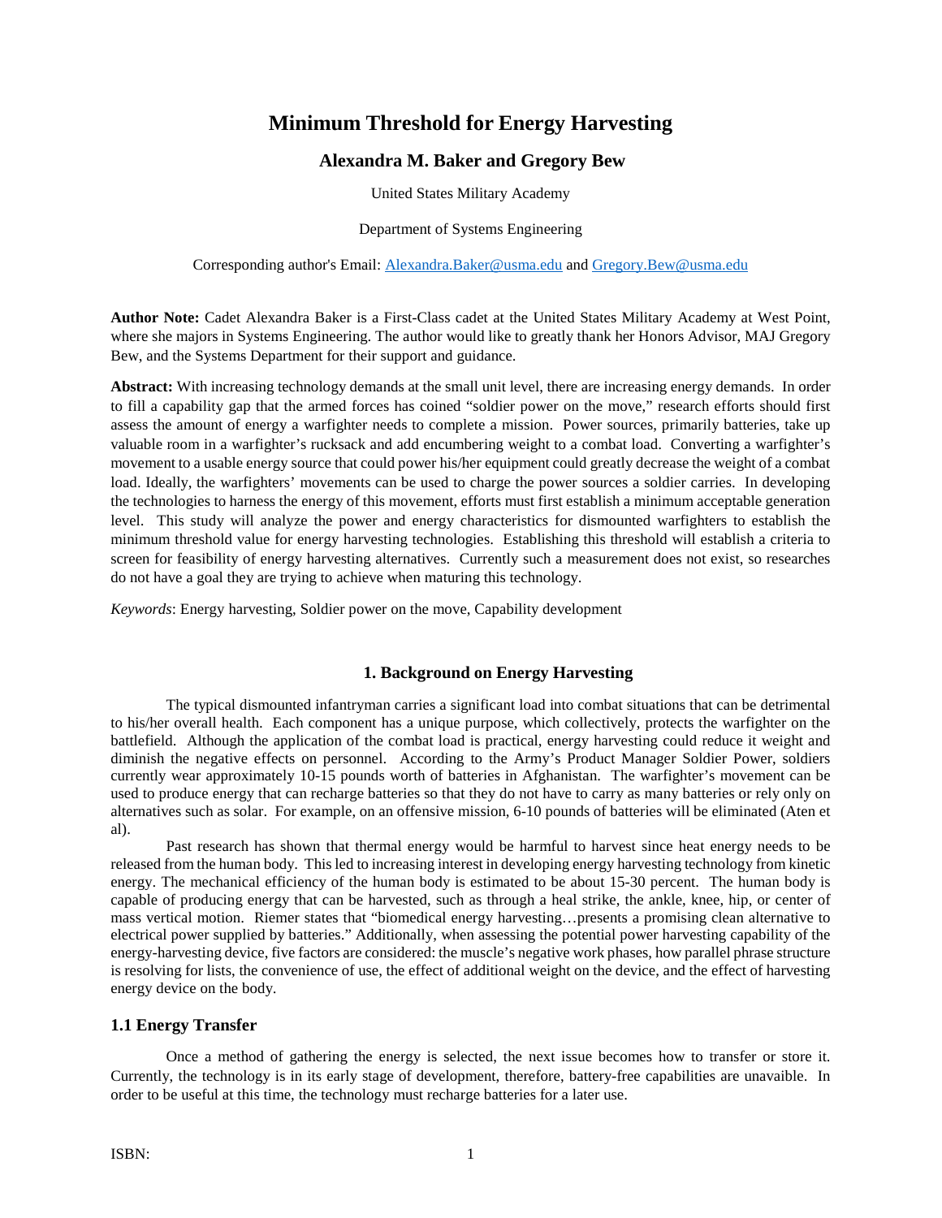# Minimum Threshold for Energy Harvesting

## Alexandra M. Baker and Gregory Bew

United States Military Academy

Department of Systems Engineering

Corresponding author's Email: Alexandra.Baker@usma.edu and Gregory.Bew@usma.edu

**Author Note:** Cadet Alexandra Baker is a First-Class cadet at the United States Military Academy at West Point, where she majors in Systems Engineering. The author would like to greatly thank her Honors Advisor, MAJ Gregory Bew, and the Systems Department for their support and guidance.

**Abstract:** With increasing technology demands at the small unit level, there are increasing energy demands. In order to fill a capability gap that the armed forces has coined "soldier power on the move," research efforts should first assess the amount of energy a warfighter needs to complete a mission. Power sources, primarily batteries, take up valuable room in a warfighter's rucksack and add encumbering weight to a combat load. Converting a warfighter's movement to a usable energy source that could power his/her equipment could greatly decrease the weight of a combat load. Ideally, the warfighters' movements can be used to charge the power sources a soldier carries. In developing the technologies to harness the energy of this movement, efforts must first establish a minimum acceptable generation level. This study will analyze the power and energy characteristics for dismounted warfighters to establish the minimum threshold value for energy harvesting technologies. Establishing this threshold will establish a criteria to screen for feasibility of energy harvesting alternatives. Currently such a measurement does not exist, so researches do not have a goal they are trying to achieve when maturing this technology.

*Keywords*: Energy harvesting, Soldier power on the move, Capability development

## 1. Background on Energy Harvesting

The typical dismounted infantryman carries a significant load into combat situations that can be detrimental to his/her overall health. Each component has a unique purpose, which collectively, protects the warfighter on the battlefield. Although the application of the combat load is practical, energy harvesting could reduce it weight and diminish the negative effects on personnel. According to the Army's Product Manager Soldier Power, soldiers currently wear approximately 10-15 pounds worth of batteries in Afghanistan. The warfighter's movement can be used to produce energy that can recharge batteries so that they do not have to carry as many batteries or rely only on alternatives such as solar. For example, on an offensive mission, 6-10 pounds of batteries will be eliminated (Aten et al).

Past research has shown that thermal energy would be harmful to harvest since heat energy needs to be released from the human body. This led to increasing interest in developing energy harvesting technology from kinetic energy. The mechanical efficiency of the human body is estimated to be about 15-30 percent. The human body is capable of producing energy that can be harvested, such as through a heal strike, the ankle, knee, hip, or center of mass vertical motion. Riemer states that "biomedical energy harvesting…presents a promising clean alternative to electrical power supplied by batteries." Additionally, when assessing the potential power harvesting capability of the energy-harvesting device, five factors are considered: the muscle's negative work phases, how parallel phrase structure is resolving for lists, the convenience of use, the effect of additional weight on the device, and the effect of harvesting energy device on the body.

### 1.1 Energy Transfer

Once a method of gathering the energy is selected, the next issue becomes how to transfer or store it. Currently, the technology is in its early stage of development, therefore, battery-free capabilities are unavaible. In order to be useful at this time, the technology must recharge batteries for a later use.

ISBN: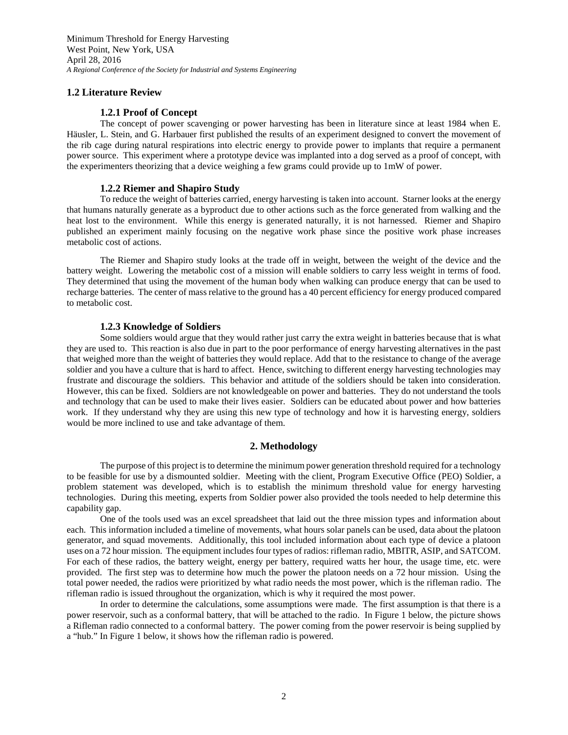## 1.2 Literature Review

### 1.2.1 Proof of Concept

The concept of power scavenging or power harvesting has been in literature since at least 1984 when E. Häusler, L. Stein, and G. Harbauer first published the results of an experiment designed to convert the movement of the rib cage during natural respirations into electric energy to provide power to implants that require a permanent power source. This experiment where a prototype device was implanted into a dog served as a proof of concept, with the experimenters theorizing that a device weighing a few grams could provide up to 1mW of power.

### 1.2.2 Riemer and Shapiro Study

To reduce the weight of batteries carried, energy harvesting is taken into account. Starner looks at the energy that humans naturally generate as a byproduct due to other actions such as the force generated from walking and the heat lost to the environment. While this energy is generated naturally, it is not harnessed. Riemer and Shapiro published an experiment mainly focusing on the negative work phase since the positive work phase increases metabolic cost of actions.

The Riemer and Shapiro study looks at the trade off in weight, between the weight of the device and the battery weight. Lowering the metabolic cost of a mission will enable soldiers to carry less weight in terms of food. They determined that using the movement of the human body when walking can produce energy that can be used to recharge batteries. The center of mass relative to the ground has a 40 percent efficiency for energy produced compared to metabolic cost.

### 1.2.3 Knowledge of Soldiers

Some soldiers would argue that they would rather just carry the extra weight in batteries because that is what they are used to. This reaction is also due in part to the poor performance of energy harvesting alternatives in the past that weighed more than the weight of batteries they would replace. Add that to the resistance to change of the average soldier and you have a culture that is hard to affect. Hence, switching to different energy harvesting technologies may frustrate and discourage the soldiers. This behavior and attitude of the soldiers should be taken into consideration. However, this can be fixed. Soldiers are not knowledgeable on power and batteries. They do not understand the tools and technology that can be used to make their lives easier. Soldiers can be educated about power and how batteries work. If they understand why they are using this new type of technology and how it is harvesting energy, soldiers would be more inclined to use and take advantage of them.

## 2. Methodology

The purpose of this project is to determine the minimum power generation threshold required for a technology to be feasible for use by a dismounted soldier. Meeting with the client, Program Executive Office (PEO) Soldier, a problem statement was developed, which is to establish the minimum threshold value for energy harvesting technologies. During this meeting, experts from Soldier power also provided the tools needed to help determine this capability gap.

One of the tools used was an excel spreadsheet that laid out the three mission types and information about each. This information included a timeline of movements, what hours solar panels can be used, data about the platoon generator, and squad movements. Additionally, this tool included information about each type of device a platoon uses on a 72 hour mission. The equipment includes four types of radios: rifleman radio, MBITR, ASIP, and SATCOM. For each of these radios, the battery weight, energy per battery, required watts her hour, the usage time, etc. were provided. The first step was to determine how much the power the platoon needs on a 72 hour mission. Using the total power needed, the radios were prioritized by what radio needs the most power, which is the rifleman radio. The rifleman radio is issued throughout the organization, which is why it required the most power.

In order to determine the calculations, some assumptions were made. The first assumption is that there is a power reservoir, such as a conformal battery, that will be attached to the radio. In Figure 1 below, the picture shows a Rifleman radio connected to a conformal battery. The power coming from the power reservoir is being supplied by a "hub." In Figure 1 below, it shows how the rifleman radio is powered.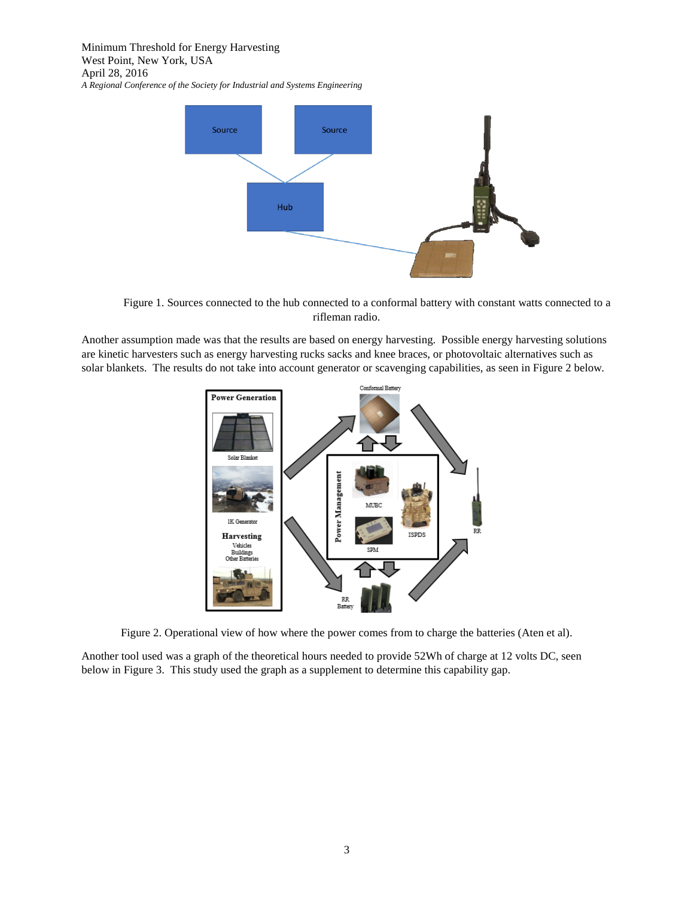Figure 1. Sources connected to the hub connected to a conformal battery with constant watts connected to a rifleman radio.

Another assumption made was that the results are based on energy harvesting. Possible energy harvesting solutions are kinetic harvesters such as energy harvesting rucks sacks and knee braces, or photovoltaic alternatives such as solar blankets. The results do not take into account generator or scavenging capabilities, as seen in Figure 2 below.

Figure 2. Operational view of how where the power comes from to charge the batteries (Aten et al).

Another tool used was a graph of the theoretical hours needed to provide 52Wh of charge at 12 volts DC, seen below in Figure 3. This study used the graph as a supplement to determine this capability gap.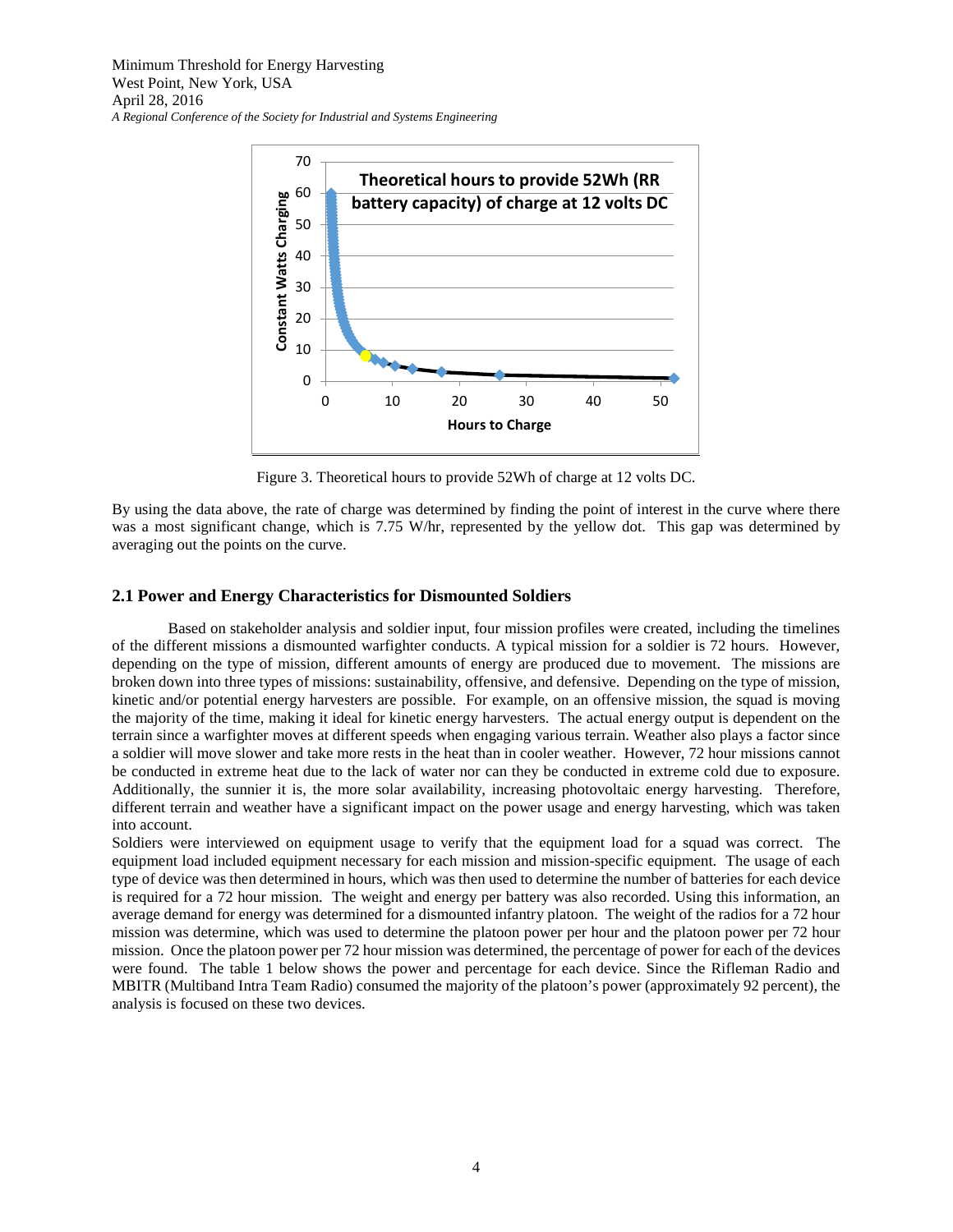Figure 3. Theoretical hours to provide 52Wh of charge at 12 volts DC.

By using the data above, the rate of charge was determined by finding the point of interest in the curve where there was a most significant change, which is 7.75 W/hr, represented by the yellow dot. This gap was determined by averaging out the points on the curve.

## 2.1 Power and Energy Characteristics for Dismounted Soldiers

Based on stakeholder analysis and soldier input, four mission profiles were created, including the timelines of the different missions a dismounted warfighter conducts. A typical mission for a soldier is 72 hours. However, depending on the type of mission, different amounts of energy are produced due to movement. The missions are broken down into three types of missions: sustainability, offensive, and defensive. Depending on the type of mission, kinetic and/or potential energy harvesters are possible. For example, on an offensive mission, the squad is moving the majority of the time, making it ideal for kinetic energy harvesters. The actual energy output is dependent on the terrain since a warfighter moves at different speeds when engaging various terrain. Weather also plays a factor since a soldier will move slower and take more rests in the heat than in cooler weather. However, 72 hour missions cannot be conducted in extreme heat due to the lack of water nor can they be conducted in extreme cold due to exposure. Additionally, the sunnier it is, the more solar availability, increasing photovoltaic energy harvesting. Therefore, different terrain and weather have a significant impact on the power usage and energy harvesting, which was taken into account.

Soldiers were interviewed on equipment usage to verify that the equipment load for a squad was correct. The equipment load included equipment necessary for each mission and mission-specific equipment. The usage of each type of device was then determined in hours, which was then used to determine the number of batteries for each device is required for a 72 hour mission. The weight and energy per battery was also recorded. Using this information, an average demand for energy was determined for a dismounted infantry platoon. The weight of the radios for a 72 hour mission was determine, which was used to determine the platoon power per hour and the platoon power per 72 hour mission. Once the platoon power per 72 hour mission was determined, the percentage of power for each of the devices were found. The table 1 below shows the power and percentage for each device. Since the Rifleman Radio and MBITR (Multiband Intra Team Radio) consumed the majority of the platoon's power (approximately 92 percent), the analysis is focused on these two devices.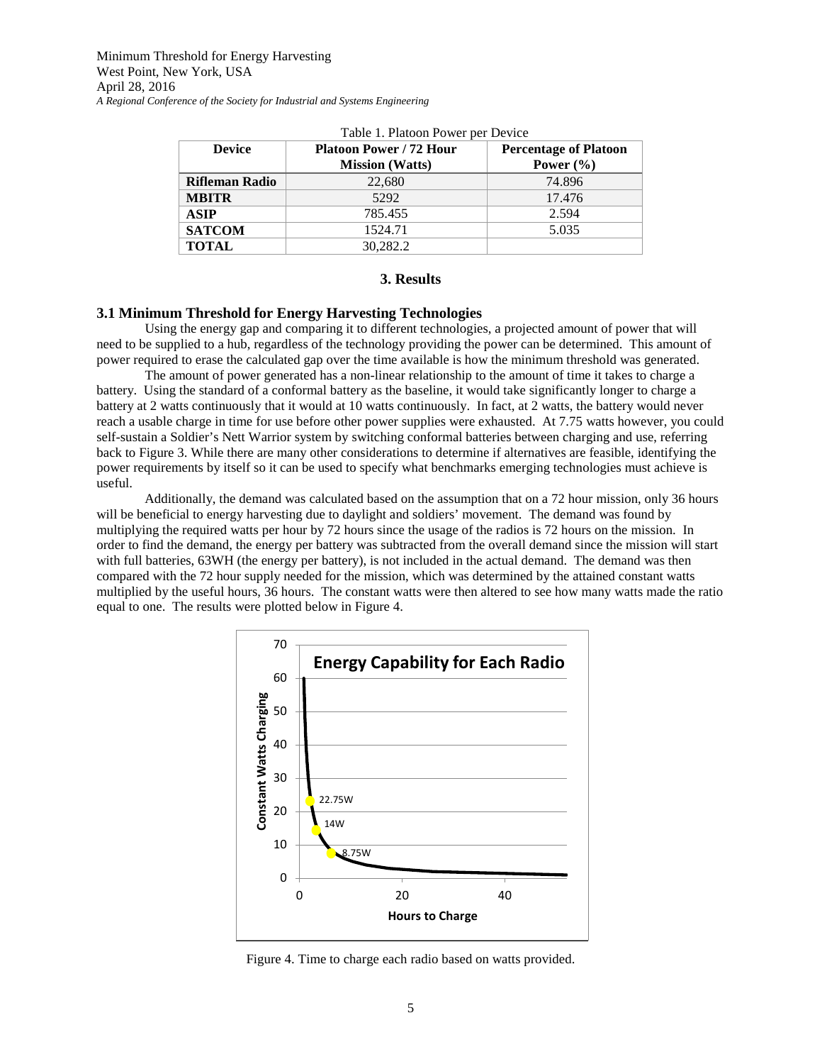Table 1. Platoon Power per Device

| Device | Platoon Power / 72 Hour Mission (Watts) | Percentage of Platoon Power (%) |
|---|---|---|
| **Rifleman Radio** | 22,680 | 74.896 |
| **MBITR** | 5292 | 17.476 |
| **ASIP** | 785.455 | 2.594 |
| **SATCOM** | 1524.71 | 5.035 |
| **TOTAL** | 30,282.2 | |

## 3. Results

### 3.1 Minimum Threshold for Energy Harvesting Technologies

Using the energy gap and comparing it to different technologies, a projected amount of power that will need to be supplied to a hub, regardless of the technology providing the power can be determined. This amount of power required to erase the calculated gap over the time available is how the minimum threshold was generated.

The amount of power generated has a non-linear relationship to the amount of time it takes to charge a battery. Using the standard of a conformal battery as the baseline, it would take significantly longer to charge a battery at 2 watts continuously that it would at 10 watts continuously. In fact, at 2 watts, the battery would never reach a usable charge in time for use before other power supplies were exhausted. At 7.75 watts however, you could self-sustain a Soldier's Nett Warrior system by switching conformal batteries between charging and use, referring back to Figure 3. While there are many other considerations to determine if alternatives are feasible, identifying the power requirements by itself so it can be used to specify what benchmarks emerging technologies must achieve is useful.

Additionally, the demand was calculated based on the assumption that on a 72 hour mission, only 36 hours will be beneficial to energy harvesting due to daylight and soldiers' movement. The demand was found by multiplying the required watts per hour by 72 hours since the usage of the radios is 72 hours on the mission. In order to find the demand, the energy per battery was subtracted from the overall demand since the mission will start with full batteries, 63WH (the energy per battery), is not included in the actual demand. The demand was then compared with the 72 hour supply needed for the mission, which was determined by the attained constant watts multiplied by the useful hours, 36 hours. The constant watts were then altered to see how many watts made the ratio equal to one. The results were plotted below in Figure 4.

Figure 4. Time to charge each radio based on watts provided.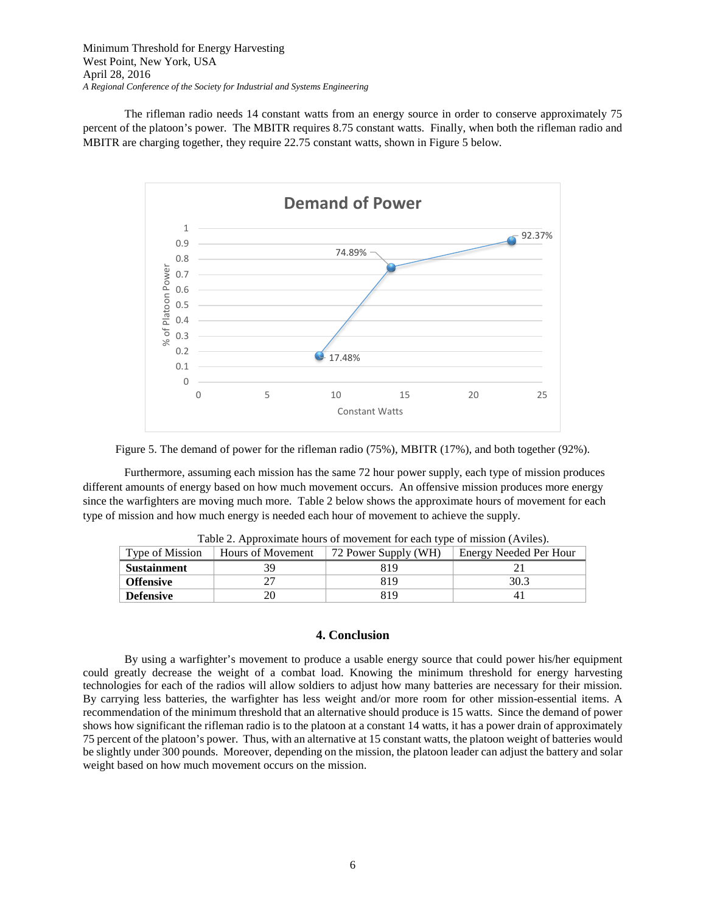The rifleman radio needs 14 constant watts from an energy source in order to conserve approximately 75 percent of the platoon's power. The MBITR requires 8.75 constant watts. Finally, when both the rifleman radio and MBITR are charging together, they require 22.75 constant watts, shown in Figure 5 below.

Figure 5. The demand of power for the rifleman radio (75%), MBITR (17%), and both together (92%).

Furthermore, assuming each mission has the same 72 hour power supply, each type of mission produces different amounts of energy based on how much movement occurs. An offensive mission produces more energy since the warfighters are moving much more. Table 2 below shows the approximate hours of movement for each type of mission and how much energy is needed each hour of movement to achieve the supply.

Table 2. Approximate hours of movement for each type of mission (Aviles).

| Type of Mission | Hours of Movement | 72 Power Supply (WH) | Energy Needed Per Hour |
|---|---|---|---|
| **Sustainment** | 39 | 819 | 21 |
| **Offensive** | 27 | 819 | 30.3 |
| **Defensive** | 20 | 819 | 41 |

## 4. Conclusion

By using a warfighter's movement to produce a usable energy source that could power his/her equipment could greatly decrease the weight of a combat load. Knowing the minimum threshold for energy harvesting technologies for each of the radios will allow soldiers to adjust how many batteries are necessary for their mission. By carrying less batteries, the warfighter has less weight and/or more room for other mission-essential items. A recommendation of the minimum threshold that an alternative should produce is 15 watts. Since the demand of power shows how significant the rifleman radio is to the platoon at a constant 14 watts, it has a power drain of approximately 75 percent of the platoon's power. Thus, with an alternative at 15 constant watts, the platoon weight of batteries would be slightly under 300 pounds. Moreover, depending on the mission, the platoon leader can adjust the battery and solar weight based on how much movement occurs on the mission.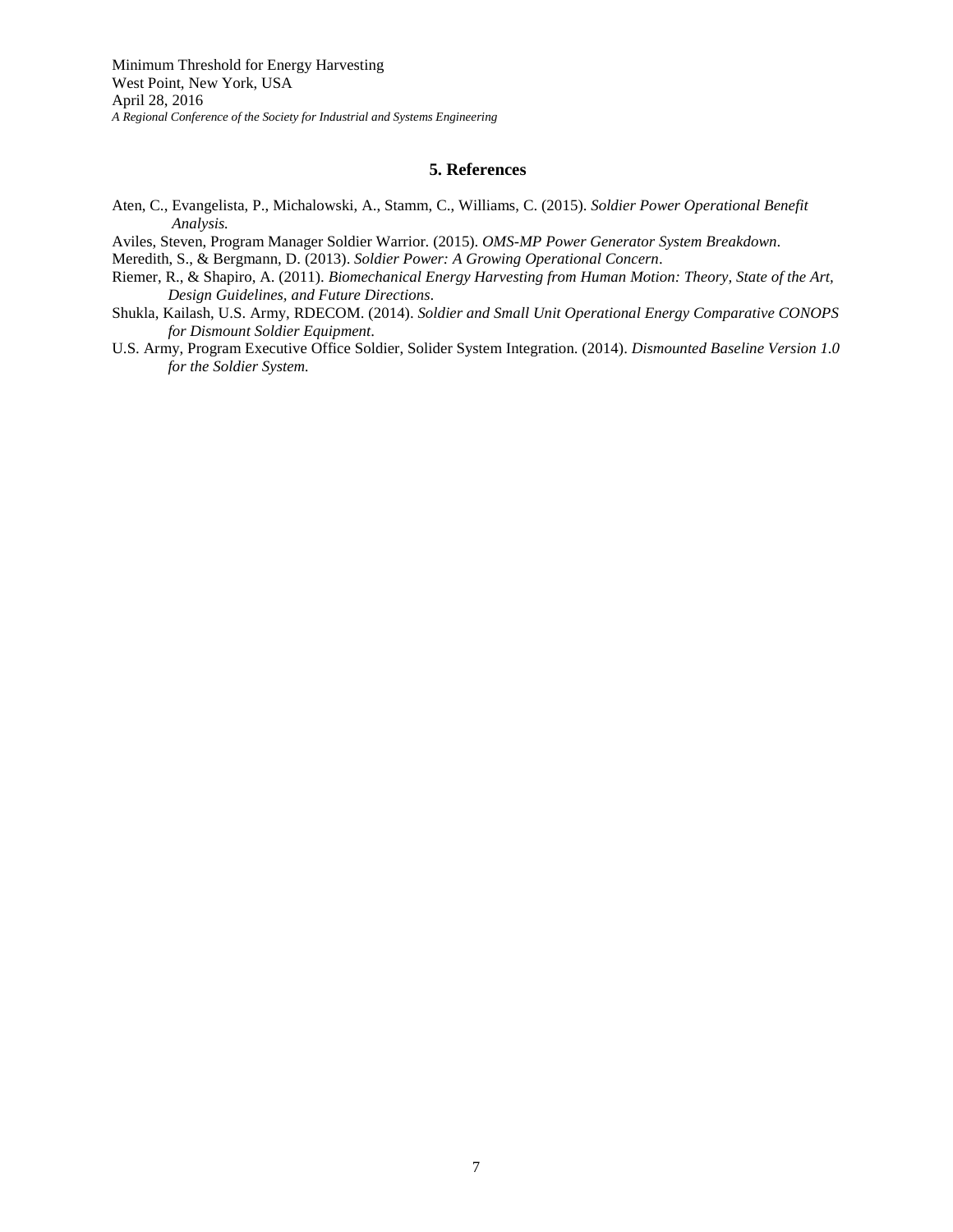## 5. References

Aten, C., Evangelista, P., Michalowski, A., Stamm, C., Williams, C. (2015). *Soldier Power Operational Benefit Analysis.*

Aviles, Steven, Program Manager Soldier Warrior. (2015). *OMS-MP Power Generator System Breakdown*.

Meredith, S., & Bergmann, D. (2013). *Soldier Power: A Growing Operational Concern*.

Riemer, R., & Shapiro, A. (2011). *Biomechanical Energy Harvesting from Human Motion: Theory, State of the Art, Design Guidelines, and Future Directions.*

Shukla, Kailash, U.S. Army, RDECOM. (2014). *Soldier and Small Unit Operational Energy Comparative CONOPS for Dismount Soldier Equipment*.

U.S. Army, Program Executive Office Soldier, Solider System Integration. (2014). *Dismounted Baseline Version 1.0 for the Soldier System.*